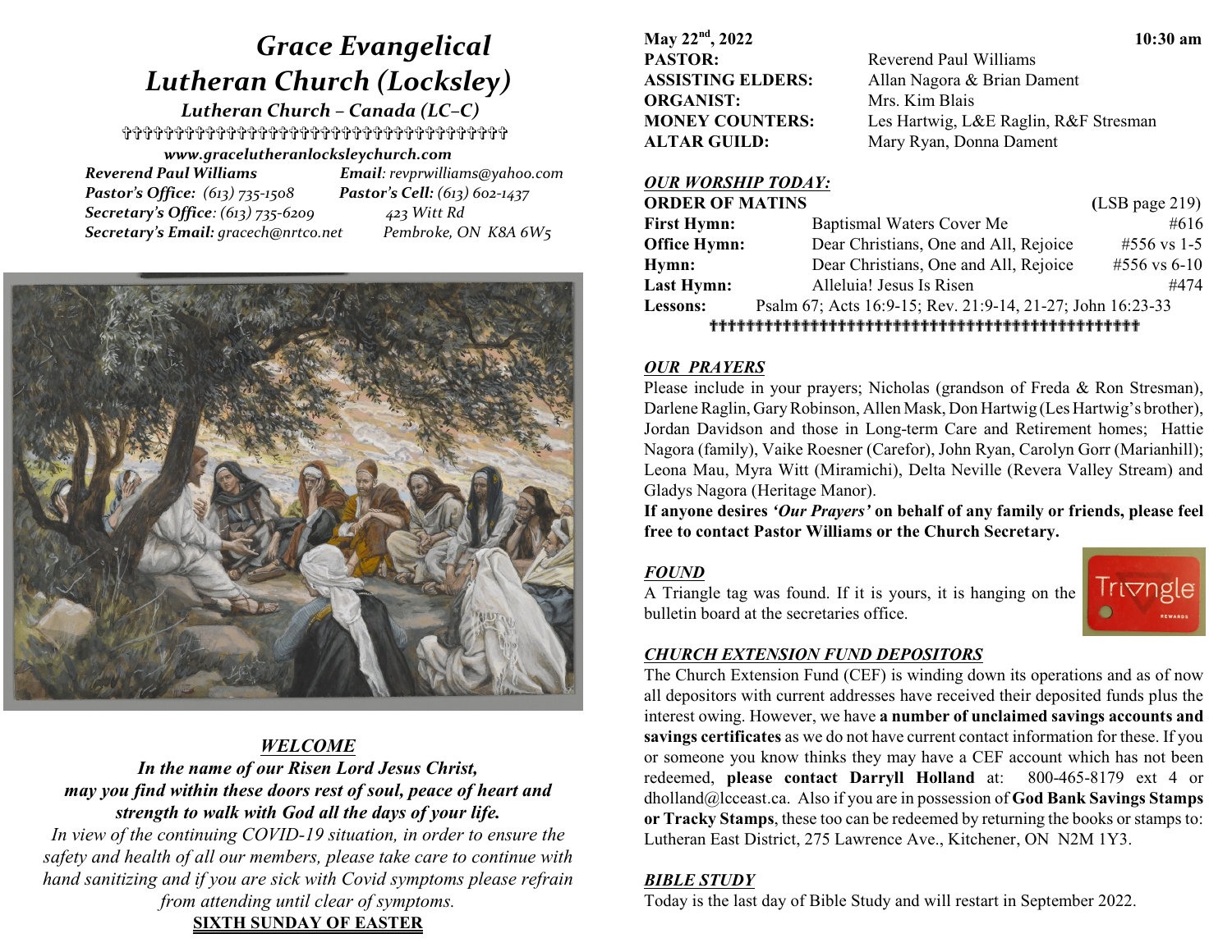# *Grace Evangelical Lutheran Church (Locksley)*

***Lutheran Church – Canada (LC–C)***

✞✞✞✞✞✞✞✞✞✞✞✞✞✞✞✞✞✞✞✞✞✞✞✞✞✞✞✞✞✞✞✞✞✞✞✞✞✞

***www.gracelutheranlocksleychurch.com***

***Reverend Paul Williams*** ***Email****: revprwilliams@yahoo.com*

***Pastor's Office****: (613) 735-1508* ***Pastor's Cell****: (613) 602-1437*

***Secretary's Office****: (613) 735-6209* *423 Witt Rd*

***Secretary's Email:*** *gracech@nrtco.net* *Pembroke, ON K8A 6W5*

## *WELCOME*

***In the name of our Risen Lord Jesus Christ, may you find within these doors rest of soul, peace of heart and strength to walk with God all the days of your life.***

*In view of the continuing COVID-19 situation, in order to ensure the safety and health of all our members, please take care to continue with hand sanitizing and if you are sick with Covid symptoms please refrain from attending until clear of symptoms.*

**SIXTH SUNDAY OF EASTER**

**May 22nd, 2022** **10:30 am**

| | |
|---|---|
| **PASTOR:** | Reverend Paul Williams |
| **ASSISTING ELDERS:** | Allan Nagora & Brian Dament |
| **ORGANIST:** | Mrs. Kim Blais |
| **MONEY COUNTERS:** | Les Hartwig, L&E Raglin, R&F Stresman |
| **ALTAR GUILD:** | Mary Ryan, Donna Dament |

## *OUR WORSHIP TODAY:*

| **ORDER OF MATINS** | | (LSB page 219) |
|---|---|---|
| **First Hymn:** | Baptismal Waters Cover Me | #616 |
| **Office Hymn:** | Dear Christians, One and All, Rejoice | #556 vs 1-5 |
| **Hymn:** | Dear Christians, One and All, Rejoice | #556 vs 6-10 |
| **Last Hymn:** | Alleluia! Jesus Is Risen | #474 |
| **Lessons:** | Psalm 67; Acts 16:9-15; Rev. 21:9-14, 21-27; John 16:23-33 | |

✞✞✞✞✞✞✞✞✞✞✞✞✞✞✞✞✞✞✞✞✞✞✞✞✞✞✞✞✞✞✞✞✞✞✞✞✞✞✞✞✞✞✞✞✞✞✞✞✞✞

## *OUR PRAYERS*

Please include in your prayers; Nicholas (grandson of Freda & Ron Stresman), Darlene Raglin, Gary Robinson, Allen Mask, Don Hartwig (Les Hartwig's brother), Jordan Davidson and those in Long-term Care and Retirement homes; Hattie Nagora (family), Vaike Roesner (Carefor), John Ryan, Carolyn Gorr (Marianhill); Leona Mau, Myra Witt (Miramichi), Delta Neville (Revera Valley Stream) and Gladys Nagora (Heritage Manor).

**If anyone desires *'Our Prayers'* on behalf of any family or friends, please feel free to contact Pastor Williams or the Church Secretary.**

## *FOUND*

A Triangle tag was found. If it is yours, it is hanging on the bulletin board at the secretaries office.

## *CHURCH EXTENSION FUND DEPOSITORS*

The Church Extension Fund (CEF) is winding down its operations and as of now all depositors with current addresses have received their deposited funds plus the interest owing. However, we have **a number of unclaimed savings accounts and savings certificates** as we do not have current contact information for these. If you or someone you know thinks they may have a CEF account which has not been redeemed, **please contact Darryll Holland** at: 800-465-8179 ext 4 or dholland@lcceast.ca. Also if you are in possession of **God Bank Savings Stamps or Tracky Stamps**, these too can be redeemed by returning the books or stamps to: Lutheran East District, 275 Lawrence Ave., Kitchener, ON N2M 1Y3.

## *BIBLE STUDY*

Today is the last day of Bible Study and will restart in September 2022.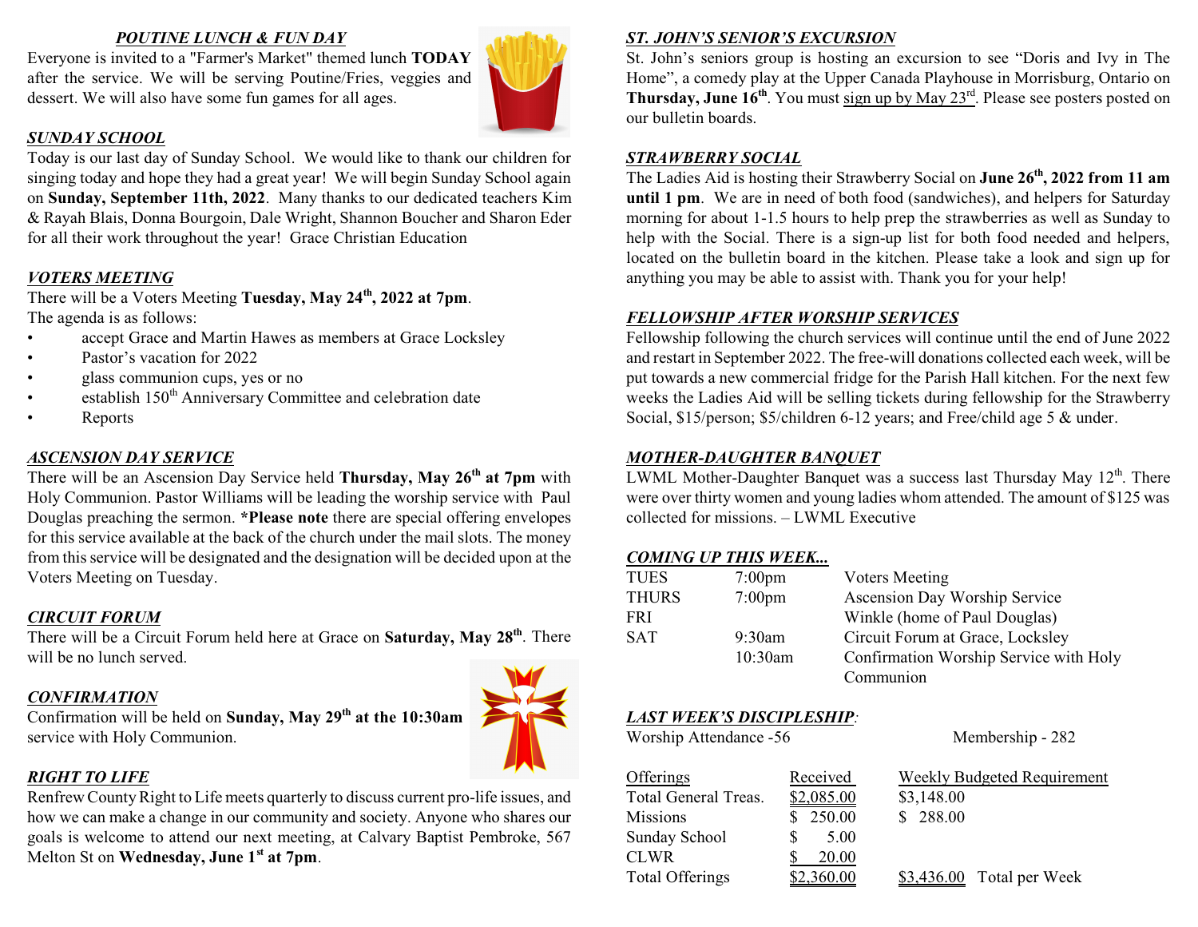## *POUTINE LUNCH & FUN DAY*

Everyone is invited to a "Farmer's Market" themed lunch **TODAY** after the service. We will be serving Poutine/Fries, veggies and dessert. We will also have some fun games for all ages.

## *SUNDAY SCHOOL*

Today is our last day of Sunday School. We would like to thank our children for singing today and hope they had a great year! We will begin Sunday School again on **Sunday, September 11th, 2022**. Many thanks to our dedicated teachers Kim & Rayah Blais, Donna Bourgoin, Dale Wright, Shannon Boucher and Sharon Eder for all their work throughout the year! Grace Christian Education

## *VOTERS MEETING*

There will be a Voters Meeting **Tuesday, May 24th, 2022 at 7pm**.
The agenda is as follows:

- accept Grace and Martin Hawes as members at Grace Locksley
- Pastor's vacation for 2022
- glass communion cups, yes or no
- establish 150th Anniversary Committee and celebration date
- Reports

## *ASCENSION DAY SERVICE*

There will be an Ascension Day Service held **Thursday, May 26th at 7pm** with Holy Communion. Pastor Williams will be leading the worship service with Paul Douglas preaching the sermon. ***Please note** there are special offering envelopes for this service available at the back of the church under the mail slots. The money from this service will be designated and the designation will be decided upon at the Voters Meeting on Tuesday.

## *CIRCUIT FORUM*

There will be a Circuit Forum held here at Grace on **Saturday, May 28th**. There will be no lunch served.

## *CONFIRMATION*

Confirmation will be held on **Sunday, May 29th at the 10:30am** service with Holy Communion.

## *RIGHT TO LIFE*

Renfrew County Right to Life meets quarterly to discuss current pro-life issues, and how we can make a change in our community and society. Anyone who shares our goals is welcome to attend our next meeting, at Calvary Baptist Pembroke, 567 Melton St on **Wednesday, June 1st at 7pm**.

## *ST. JOHN'S SENIOR'S EXCURSION*

St. John's seniors group is hosting an excursion to see "Doris and Ivy in The Home", a comedy play at the Upper Canada Playhouse in Morrisburg, Ontario on **Thursday, June 16th**. You must sign up by May 23rd. Please see posters posted on our bulletin boards.

## *STRAWBERRY SOCIAL*

The Ladies Aid is hosting their Strawberry Social on **June 26th, 2022 from 11 am until 1 pm**. We are in need of both food (sandwiches), and helpers for Saturday morning for about 1-1.5 hours to help prep the strawberries as well as Sunday to help with the Social. There is a sign-up list for both food needed and helpers, located on the bulletin board in the kitchen. Please take a look and sign up for anything you may be able to assist with. Thank you for your help!

## *FELLOWSHIP AFTER WORSHIP SERVICES*

Fellowship following the church services will continue until the end of June 2022 and restart in September 2022. The free-will donations collected each week, will be put towards a new commercial fridge for the Parish Hall kitchen. For the next few weeks the Ladies Aid will be selling tickets during fellowship for the Strawberry Social, $15/person; $5/children 6-12 years; and Free/child age 5 & under.

## *MOTHER-DAUGHTER BANQUET*

LWML Mother-Daughter Banquet was a success last Thursday May 12th. There were over thirty women and young ladies whom attended. The amount of $125 was collected for missions. – LWML Executive

## *COMING UP THIS WEEK...*

| | | |
|---|---|---|
| TUES | 7:00pm | Voters Meeting |
| THURS | 7:00pm | Ascension Day Worship Service |
| FRI | | Winkle (home of Paul Douglas) |
| SAT | 9:30am | Circuit Forum at Grace, Locksley |
| | 10:30am | Confirmation Worship Service with Holy Communion |

## *LAST WEEK'S DISCIPLESHIP:*

Worship Attendance -56    Membership - 282

| Offerings | Received | Weekly Budgeted Requirement |
|---|---|---|
| Total General Treas. | $2,085.00 | $3,148.00 |
| Missions | $ 250.00 | $ 288.00 |
| Sunday School | $ 5.00 | |
| CLWR | $ 20.00 | |
| Total Offerings | $2,360.00 | $3,436.00 Total per Week |